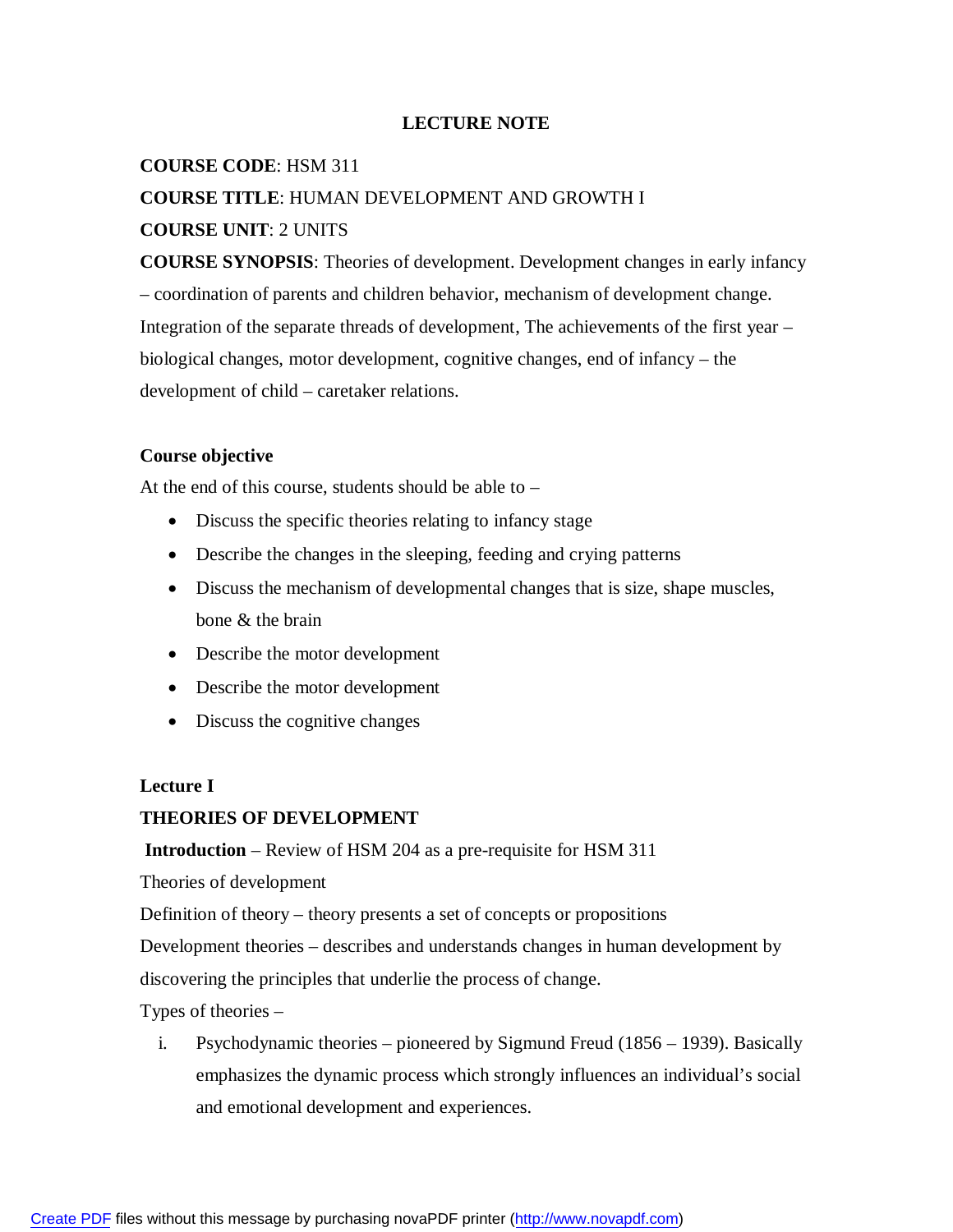# LECTURE NOTE

**COURSE CODE**: HSM 311

**COURSE TITLE**: HUMAN DEVELOPMENT AND GROWTH I

**COURSE UNIT**: 2 UNITS

**COURSE SYNOPSIS**: Theories of development. Development changes in early infancy – coordination of parents and children behavior, mechanism of development change. Integration of the separate threads of development, The achievements of the first year – biological changes, motor development, cognitive changes, end of infancy – the development of child – caretaker relations.

**Course objective**

At the end of this course, students should be able to –

- Discuss the specific theories relating to infancy stage
- Describe the changes in the sleeping, feeding and crying patterns
- Discuss the mechanism of developmental changes that is size, shape muscles, bone & the brain
- Describe the motor development
- Describe the motor development
- Discuss the cognitive changes

**Lecture I**

**THEORIES OF DEVELOPMENT**

**Introduction** – Review of HSM 204 as a pre-requisite for HSM 311

Theories of development

Definition of theory – theory presents a set of concepts or propositions

Development theories – describes and understands changes in human development by discovering the principles that underlie the process of change.

Types of theories –

i. Psychodynamic theories – pioneered by Sigmund Freud (1856 – 1939). Basically emphasizes the dynamic process which strongly influences an individual's social and emotional development and experiences.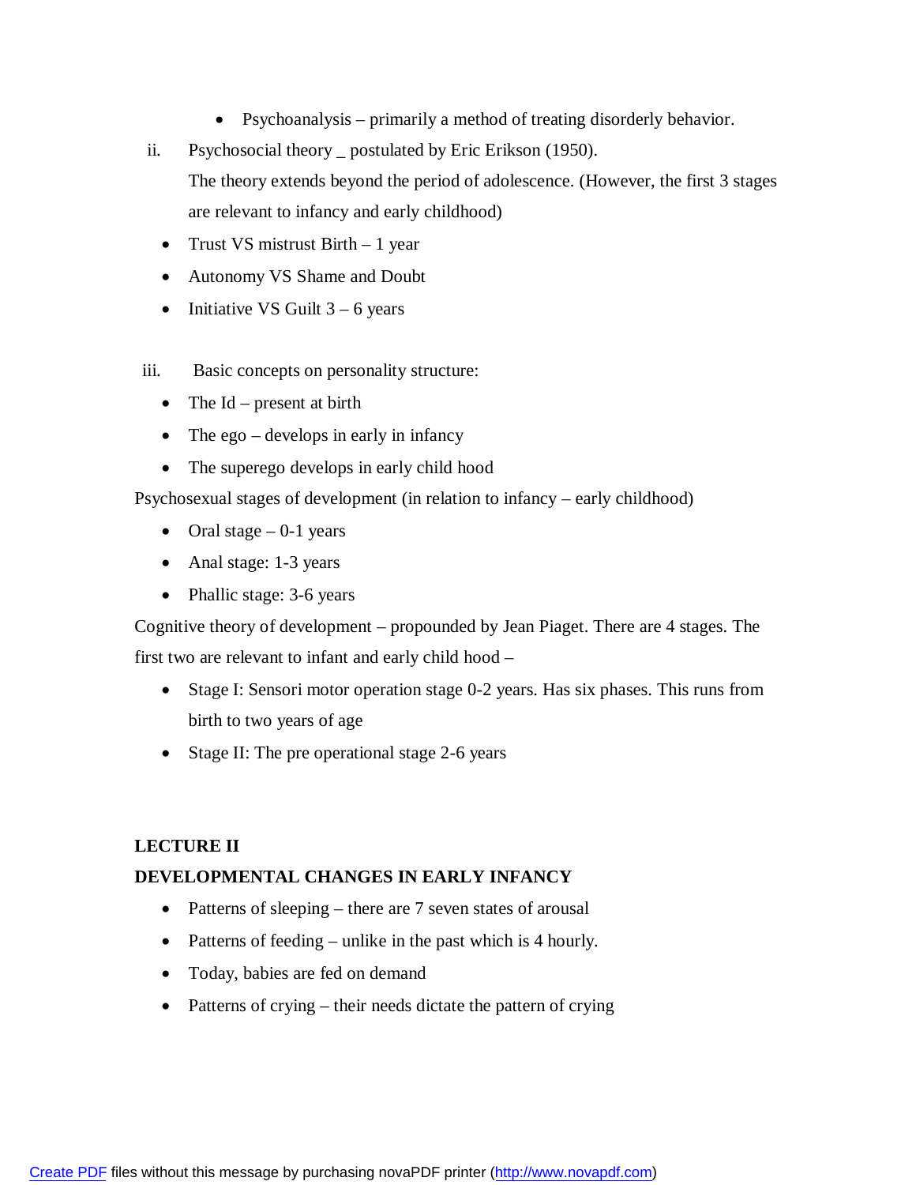- Psychoanalysis – primarily a method of treating disorderly behavior.

ii. Psychosocial theory _ postulated by Eric Erikson (1950).
The theory extends beyond the period of adolescence. (However, the first 3 stages are relevant to infancy and early childhood)

- Trust VS mistrust Birth – 1 year
- Autonomy VS Shame and Doubt
- Initiative VS Guilt 3 – 6 years

iii. Basic concepts on personality structure:

- The Id – present at birth
- The ego – develops in early in infancy
- The superego develops in early child hood

Psychosexual stages of development (in relation to infancy – early childhood)

- Oral stage – 0-1 years
- Anal stage: 1-3 years
- Phallic stage: 3-6 years

Cognitive theory of development – propounded by Jean Piaget. There are 4 stages. The first two are relevant to infant and early child hood –

- Stage I: Sensori motor operation stage 0-2 years. Has six phases. This runs from birth to two years of age
- Stage II: The pre operational stage 2-6 years

**LECTURE II**

**DEVELOPMENTAL CHANGES IN EARLY INFANCY**

- Patterns of sleeping – there are 7 seven states of arousal
- Patterns of feeding – unlike in the past which is 4 hourly.
- Today, babies are fed on demand
- Patterns of crying – their needs dictate the pattern of crying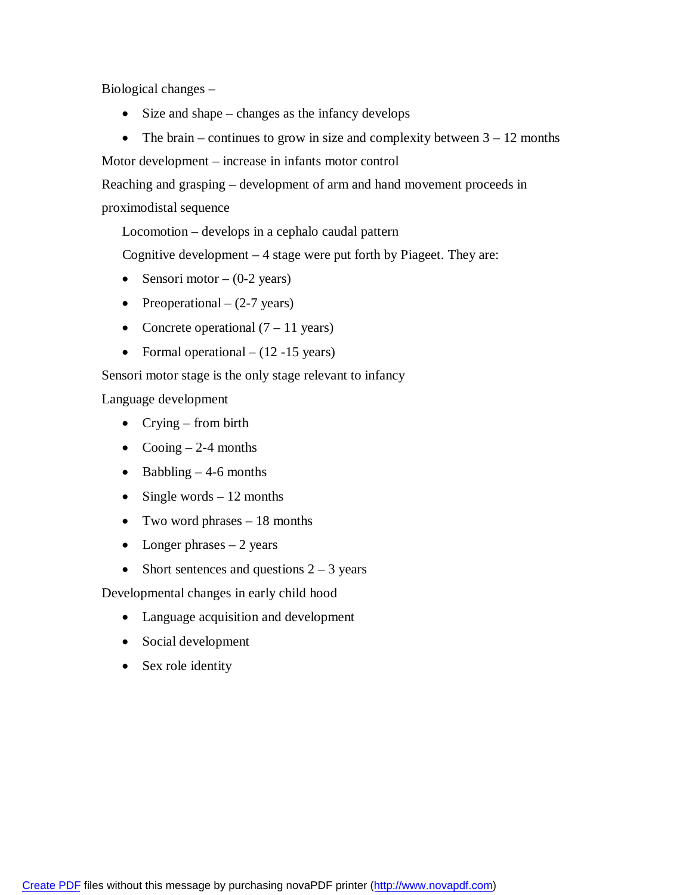Biological changes –

- Size and shape – changes as the infancy develops
- The brain – continues to grow in size and complexity between 3 – 12 months

Motor development – increase in infants motor control

Reaching and grasping – development of arm and hand movement proceeds in proximodistal sequence

Locomotion – develops in a cephalo caudal pattern

Cognitive development – 4 stage were put forth by Piageet. They are:

- Sensori motor – (0-2 years)
- Preoperational – (2-7 years)
- Concrete operational (7 – 11 years)
- Formal operational – (12 -15 years)

Sensori motor stage is the only stage relevant to infancy

Language development

- Crying – from birth
- Cooing – 2-4 months
- Babbling – 4-6 months
- Single words – 12 months
- Two word phrases – 18 months
- Longer phrases – 2 years
- Short sentences and questions 2 – 3 years

Developmental changes in early child hood

- Language acquisition and development
- Social development
- Sex role identity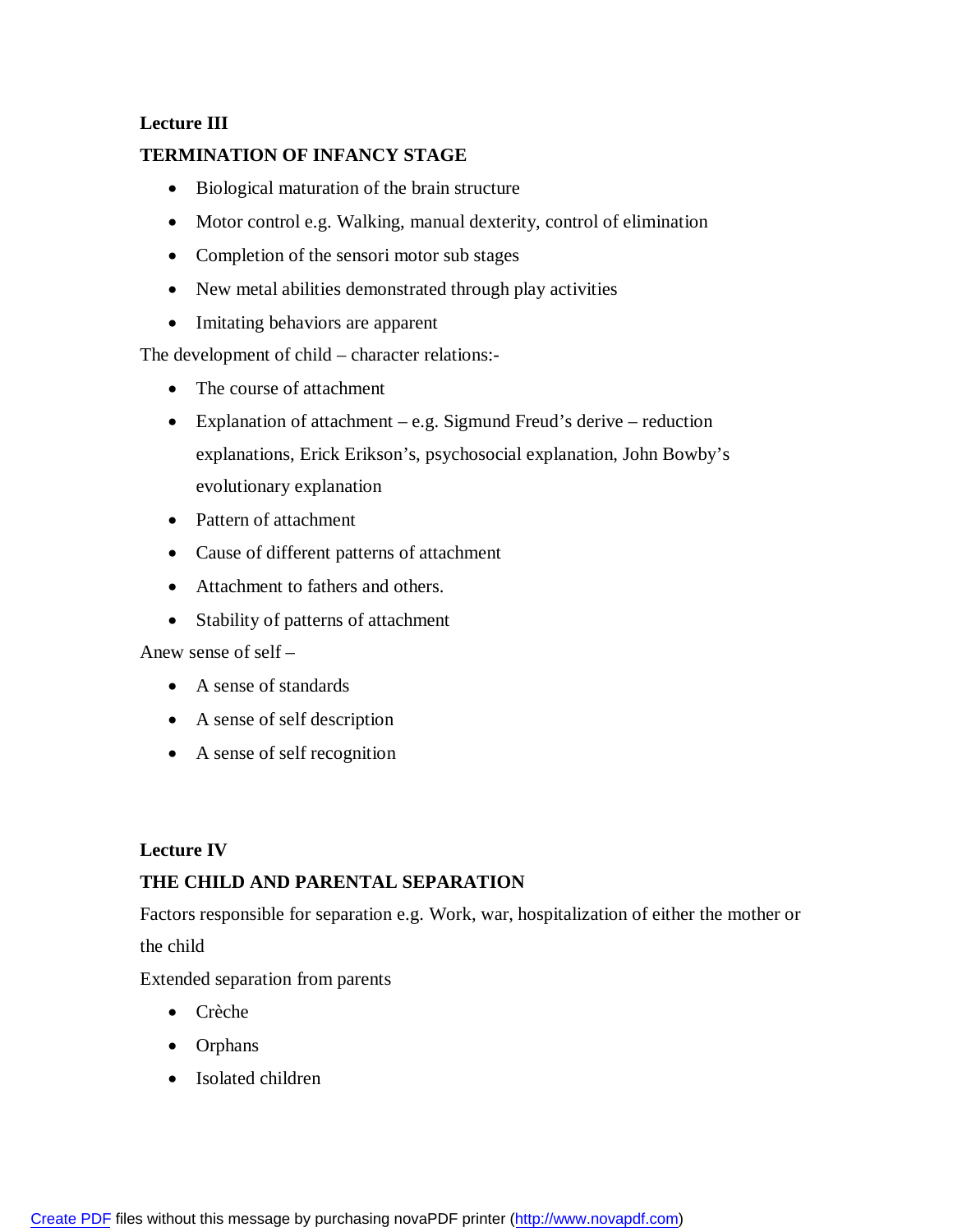**Lecture III**

**TERMINATION OF INFANCY STAGE**

- Biological maturation of the brain structure
- Motor control e.g. Walking, manual dexterity, control of elimination
- Completion of the sensori motor sub stages
- New metal abilities demonstrated through play activities
- Imitating behaviors are apparent

The development of child – character relations:-

- The course of attachment
- Explanation of attachment – e.g. Sigmund Freud's derive – reduction explanations, Erick Erikson's, psychosocial explanation, John Bowby's evolutionary explanation
- Pattern of attachment
- Cause of different patterns of attachment
- Attachment to fathers and others.
- Stability of patterns of attachment

Anew sense of self –

- A sense of standards
- A sense of self description
- A sense of self recognition

**Lecture IV**

**THE CHILD AND PARENTAL SEPARATION**

Factors responsible for separation e.g. Work, war, hospitalization of either the mother or the child

Extended separation from parents

- Crèche
- Orphans
- Isolated children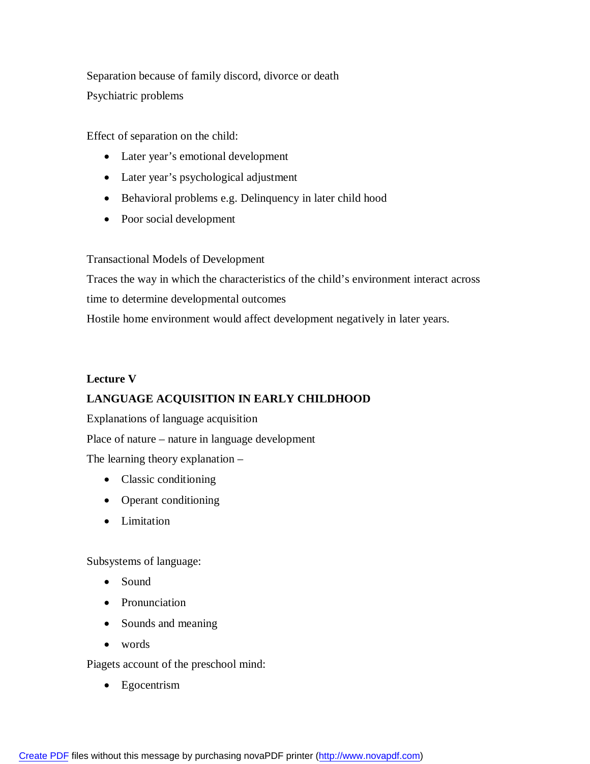Separation because of family discord, divorce or death

Psychiatric problems

Effect of separation on the child:

- Later year's emotional development
- Later year's psychological adjustment
- Behavioral problems e.g. Delinquency in later child hood
- Poor social development

Transactional Models of Development

Traces the way in which the characteristics of the child's environment interact across time to determine developmental outcomes

Hostile home environment would affect development negatively in later years.

**Lecture V**

**LANGUAGE ACQUISITION IN EARLY CHILDHOOD**

Explanations of language acquisition

Place of nature – nature in language development

The learning theory explanation –

- Classic conditioning
- Operant conditioning
- Limitation

Subsystems of language:

- Sound
- Pronunciation
- Sounds and meaning
- words

Piagets account of the preschool mind:

- Egocentrism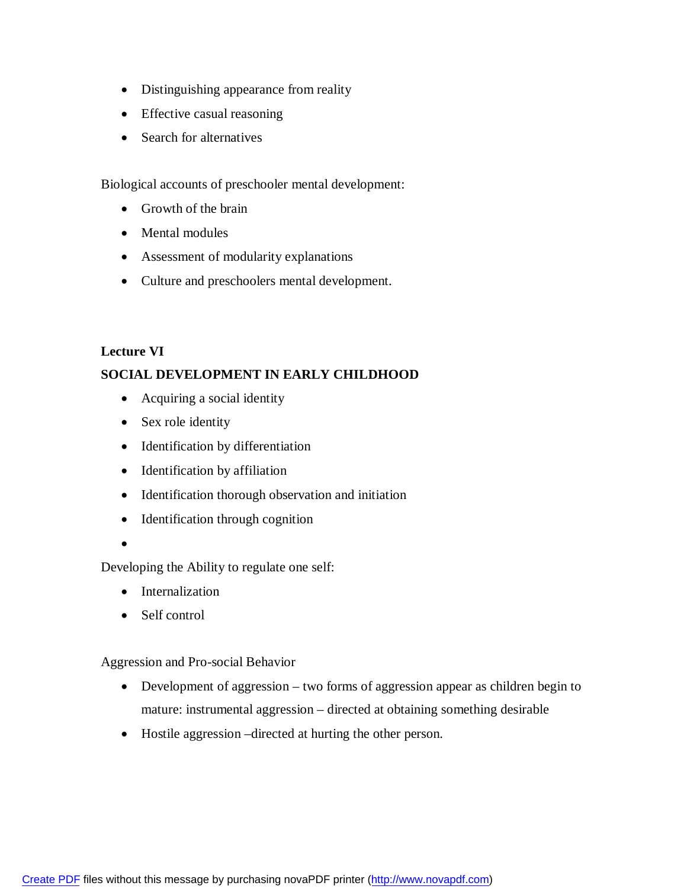- Distinguishing appearance from reality
- Effective casual reasoning
- Search for alternatives

Biological accounts of preschooler mental development:

- Growth of the brain
- Mental modules
- Assessment of modularity explanations
- Culture and preschoolers mental development.

**Lecture VI**

**SOCIAL DEVELOPMENT IN EARLY CHILDHOOD**

- Acquiring a social identity
- Sex role identity
- Identification by differentiation
- Identification by affiliation
- Identification thorough observation and initiation
- Identification through cognition
-

Developing the Ability to regulate one self:

- Internalization
- Self control

Aggression and Pro-social Behavior

- Development of aggression – two forms of aggression appear as children begin to mature: instrumental aggression – directed at obtaining something desirable
- Hostile aggression –directed at hurting the other person.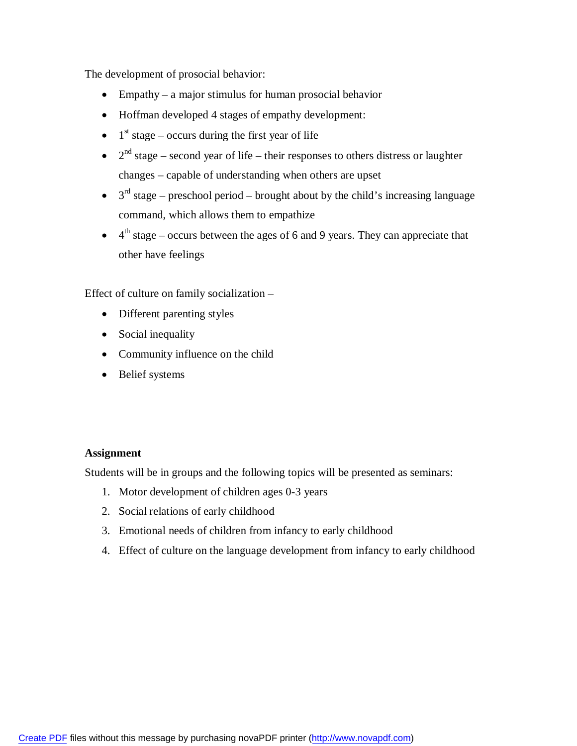The development of prosocial behavior:

- Empathy – a major stimulus for human prosocial behavior
- Hoffman developed 4 stages of empathy development:
- 1st stage – occurs during the first year of life
- 2nd stage – second year of life – their responses to others distress or laughter changes – capable of understanding when others are upset
- 3rd stage – preschool period – brought about by the child's increasing language command, which allows them to empathize
- 4th stage – occurs between the ages of 6 and 9 years. They can appreciate that other have feelings

Effect of culture on family socialization –

- Different parenting styles
- Social inequality
- Community influence on the child
- Belief systems

**Assignment**

Students will be in groups and the following topics will be presented as seminars:

1. Motor development of children ages 0-3 years
2. Social relations of early childhood
3. Emotional needs of children from infancy to early childhood
4. Effect of culture on the language development from infancy to early childhood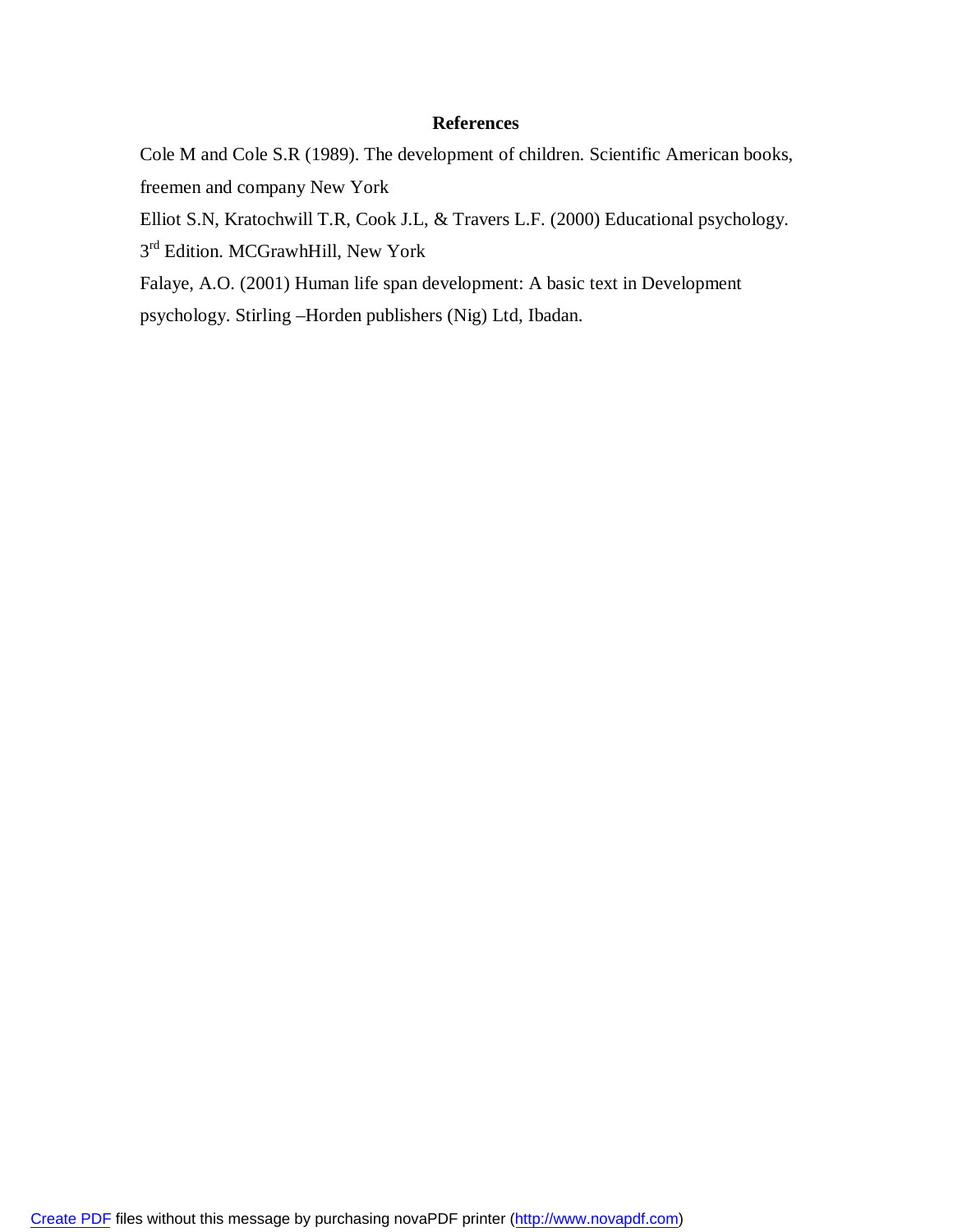## References

Cole M and Cole S.R (1989). The development of children. Scientific American books, freemen and company New York

Elliot S.N, Kratochwill T.R, Cook J.L, & Travers L.F. (2000) Educational psychology. 3rd Edition. MCGrawhHill, New York

Falaye, A.O. (2001) Human life span development: A basic text in Development psychology. Stirling –Horden publishers (Nig) Ltd, Ibadan.